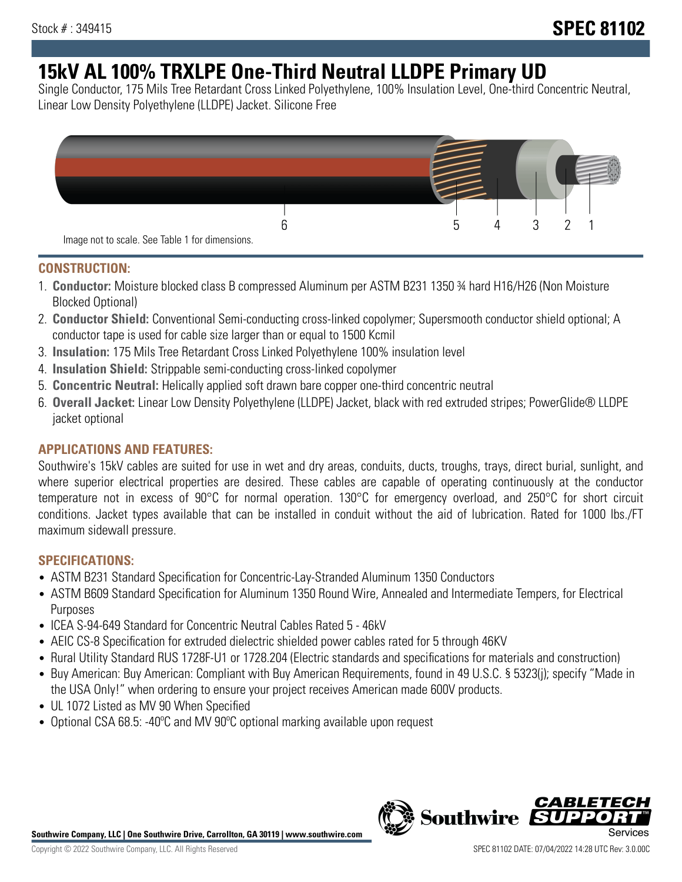Stock # : 349415

**SPEC 81102**

# 15kV AL 100% TRXLPE One-Third Neutral LLDPE Primary UD

Single Conductor, 175 Mils Tree Retardant Cross Linked Polyethylene, 100% Insulation Level, One-third Concentric Neutral, Linear Low Density Polyethylene (LLDPE) Jacket. Silicone Free

6 5 4 3 2 1

Image not to scale. See Table 1 for dimensions.

## CONSTRUCTION:

1. **Conductor:** Moisture blocked class B compressed Aluminum per ASTM B231 1350 ¾ hard H16/H26 (Non Moisture Blocked Optional)
2. **Conductor Shield:** Conventional Semi-conducting cross-linked copolymer; Supersmooth conductor shield optional; A conductor tape is used for cable size larger than or equal to 1500 Kcmil
3. **Insulation:** 175 Mils Tree Retardant Cross Linked Polyethylene 100% insulation level
4. **Insulation Shield:** Strippable semi-conducting cross-linked copolymer
5. **Concentric Neutral:** Helically applied soft drawn bare copper one-third concentric neutral
6. **Overall Jacket:** Linear Low Density Polyethylene (LLDPE) Jacket, black with red extruded stripes; PowerGlide® LLDPE jacket optional

## APPLICATIONS AND FEATURES:

Southwire's 15kV cables are suited for use in wet and dry areas, conduits, ducts, troughs, trays, direct burial, sunlight, and where superior electrical properties are desired. These cables are capable of operating continuously at the conductor temperature not in excess of 90°C for normal operation. 130°C for emergency overload, and 250°C for short circuit conditions. Jacket types available that can be installed in conduit without the aid of lubrication. Rated for 1000 lbs./FT maximum sidewall pressure.

## SPECIFICATIONS:

- ASTM B231 Standard Specification for Concentric-Lay-Stranded Aluminum 1350 Conductors
- ASTM B609 Standard Specification for Aluminum 1350 Round Wire, Annealed and Intermediate Tempers, for Electrical Purposes
- ICEA S-94-649 Standard for Concentric Neutral Cables Rated 5 - 46kV
- AEIC CS-8 Specification for extruded dielectric shielded power cables rated for 5 through 46KV
- Rural Utility Standard RUS 1728F-U1 or 1728.204 (Electric standards and specifications for materials and construction)
- Buy American: Buy American: Compliant with Buy American Requirements, found in 49 U.S.C. § 5323(j); specify "Made in the USA Only!" when ordering to ensure your project receives American made 600V products.
- UL 1072 Listed as MV 90 When Specified
- Optional CSA 68.5: -40ºC and MV 90ºC optional marking available upon request

**Southwire Company, LLC | One Southwire Drive, Carrollton, GA 30119 | www.southwire.com**

Copyright © 2022 Southwire Company, LLC. All Rights Reserved

SPEC 81102 DATE: 07/04/2022 14:28 UTC Rev: 3.0.00C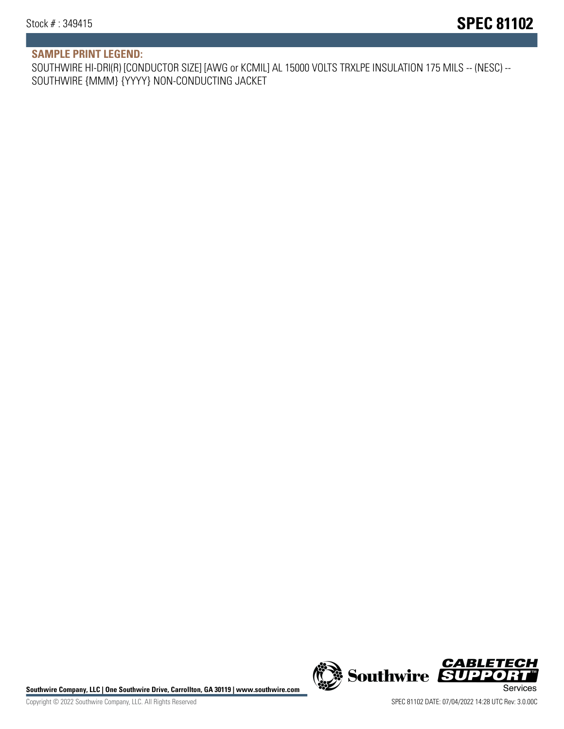**SAMPLE PRINT LEGEND:**

SOUTHWIRE HI-DRI(R) [CONDUCTOR SIZE] [AWG or KCMIL] AL 15000 VOLTS TRXLPE INSULATION 175 MILS -- (NESC) -- SOUTHWIRE {MMM} {YYYY} NON-CONDUCTING JACKET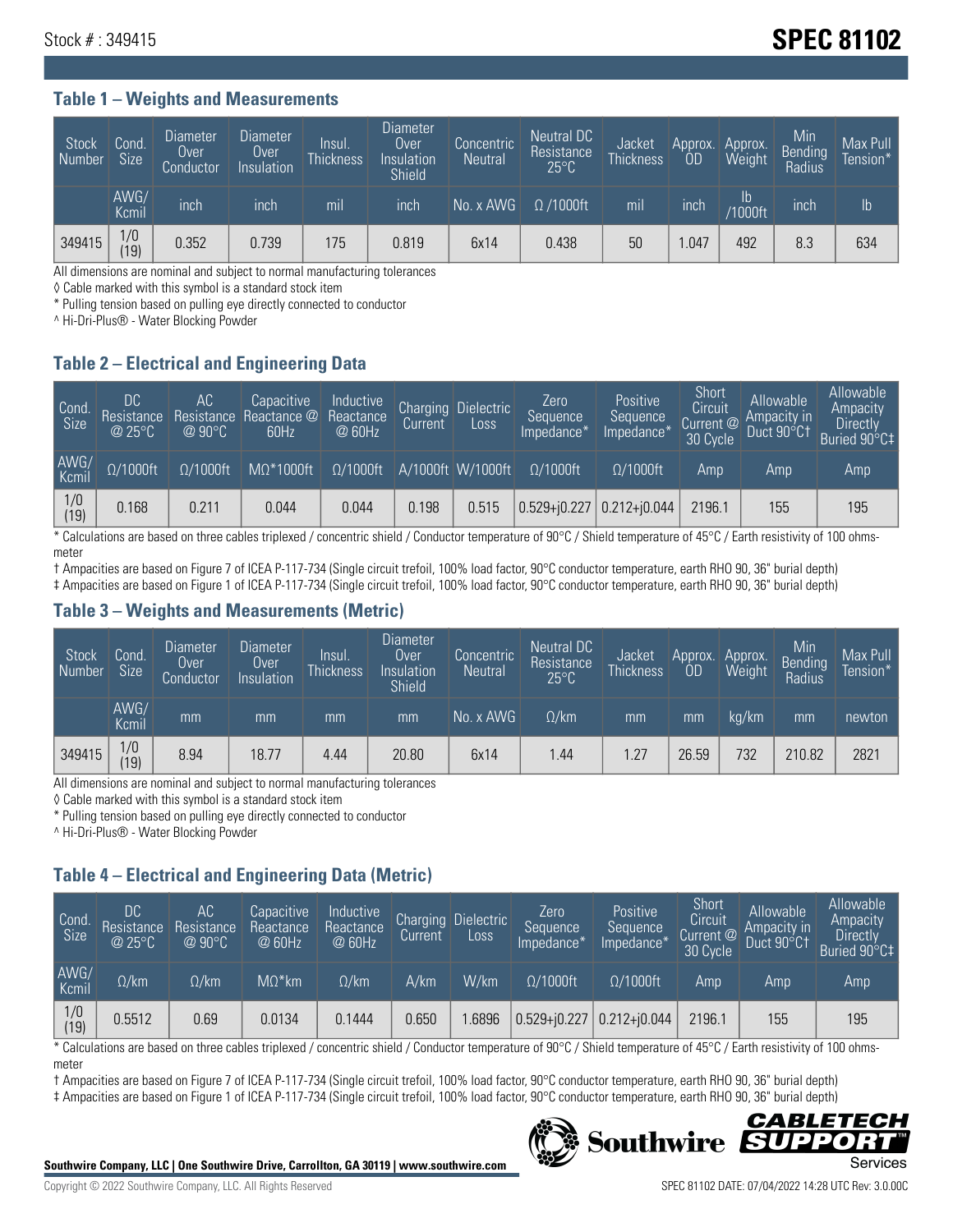Stock # : 349415

# SPEC 81102

## Table 1 – Weights and Measurements

| Stock Number | Cond. Size | Diameter Over Conductor | Diameter Over Insulation | Insul. Thickness | Diameter Over Insulation Shield | Concentric Neutral | Neutral DC Resistance 25°C | Jacket Thickness | Approx. OD | Approx. Weight | Min Bending Radius | Max Pull Tension* |
|---|---|---|---|---|---|---|---|---|---|---|---|---|
| | AWG/ Kcmil | inch | inch | mil | inch | No. x AWG | Ω /1000ft | mil | inch | lb /1000ft | inch | lb |
| 349415 | 1/0 (19) | 0.352 | 0.739 | 175 | 0.819 | 6x14 | 0.438 | 50 | 1.047 | 492 | 8.3 | 634 |

All dimensions are nominal and subject to normal manufacturing tolerances

◊ Cable marked with this symbol is a standard stock item

* Pulling tension based on pulling eye directly connected to conductor

^ Hi-Dri-Plus® - Water Blocking Powder

## Table 2 – Electrical and Engineering Data

| Cond. Size | DC Resistance @ 25°C | AC Resistance @ 90°C | Capacitive Reactance @ 60Hz | Inductive Reactance @ 60Hz | Charging Current | Dielectric Loss | Zero Sequence Impedance* | Positive Sequence Impedance* | Short Circuit Current @ 30 Cycle | Allowable Ampacity in Duct 90°C† | Allowable Ampacity Directly Buried 90°C‡ |
|---|---|---|---|---|---|---|---|---|---|---|---|
| AWG/ Kcmil | Ω/1000ft | Ω/1000ft | MΩ*1000ft | Ω/1000ft | A/1000ft | W/1000ft | Ω/1000ft | Ω/1000ft | Amp | Amp | Amp |
| 1/0 (19) | 0.168 | 0.211 | 0.044 | 0.044 | 0.198 | 0.515 | 0.529+j0.227 | 0.212+j0.044 | 2196.1 | 155 | 195 |

* Calculations are based on three cables triplexed / concentric shield / Conductor temperature of 90°C / Shield temperature of 45°C / Earth resistivity of 100 ohms-meter

† Ampacities are based on Figure 7 of ICEA P-117-734 (Single circuit trefoil, 100% load factor, 90°C conductor temperature, earth RHO 90, 36" burial depth)

‡ Ampacities are based on Figure 1 of ICEA P-117-734 (Single circuit trefoil, 100% load factor, 90°C conductor temperature, earth RHO 90, 36" burial depth)

## Table 3 – Weights and Measurements (Metric)

| Stock Number | Cond. Size | Diameter Over Conductor | Diameter Over Insulation | Insul. Thickness | Diameter Over Insulation Shield | Concentric Neutral | Neutral DC Resistance 25°C | Jacket Thickness | Approx. OD | Approx. Weight | Min Bending Radius | Max Pull Tension* |
|---|---|---|---|---|---|---|---|---|---|---|---|---|
| | AWG/ Kcmil | mm | mm | mm | mm | No. x AWG | Ω/km | mm | mm | kg/km | mm | newton |
| 349415 | 1/0 (19) | 8.94 | 18.77 | 4.44 | 20.80 | 6x14 | 1.44 | 1.27 | 26.59 | 732 | 210.82 | 2821 |

All dimensions are nominal and subject to normal manufacturing tolerances

◊ Cable marked with this symbol is a standard stock item

* Pulling tension based on pulling eye directly connected to conductor

^ Hi-Dri-Plus® - Water Blocking Powder

## Table 4 – Electrical and Engineering Data (Metric)

| Cond. Size | DC Resistance @ 25°C | AC Resistance @ 90°C | Capacitive Reactance @ 60Hz | Inductive Reactance @ 60Hz | Charging Current | Dielectric Loss | Zero Sequence Impedance* | Positive Sequence Impedance* | Short Circuit Current @ 30 Cycle | Allowable Ampacity in Duct 90°C† | Allowable Ampacity Directly Buried 90°C‡ |
|---|---|---|---|---|---|---|---|---|---|---|---|
| AWG/ Kcmil | Ω/km | Ω/km | MΩ*km | Ω/km | A/km | W/km | Ω/1000ft | Ω/1000ft | Amp | Amp | Amp |
| 1/0 (19) | 0.5512 | 0.69 | 0.0134 | 0.1444 | 0.650 | 1.6896 | 0.529+j0.227 | 0.212+j0.044 | 2196.1 | 155 | 195 |

* Calculations are based on three cables triplexed / concentric shield / Conductor temperature of 90°C / Shield temperature of 45°C / Earth resistivity of 100 ohms-meter

† Ampacities are based on Figure 7 of ICEA P-117-734 (Single circuit trefoil, 100% load factor, 90°C conductor temperature, earth RHO 90, 36" burial depth)

‡ Ampacities are based on Figure 1 of ICEA P-117-734 (Single circuit trefoil, 100% load factor, 90°C conductor temperature, earth RHO 90, 36" burial depth)

**Southwire Company, LLC | One Southwire Drive, Carrollton, GA 30119 | www.southwire.com**

Copyright © 2022 Southwire Company, LLC. All Rights Reserved

SPEC 81102 DATE: 07/04/2022 14:28 UTC Rev: 3.0.00C